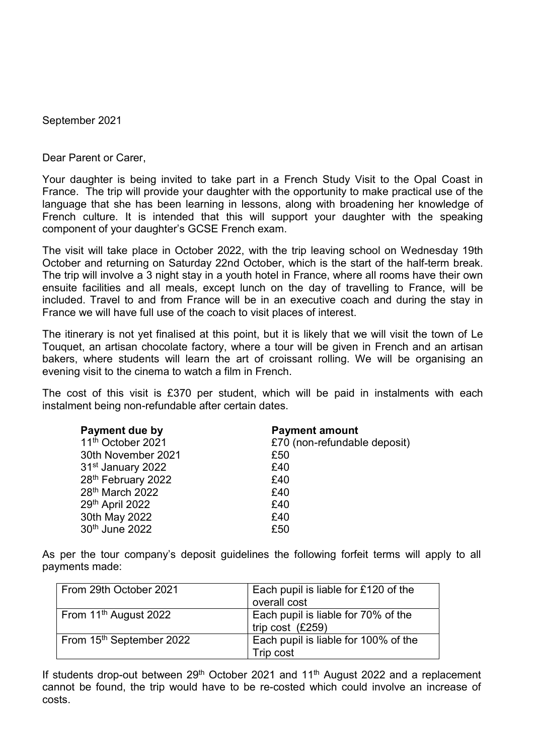September 2021

Dear Parent or Carer,

Your daughter is being invited to take part in a French Study Visit to the Opal Coast in France. The trip will provide your daughter with the opportunity to make practical use of the language that she has been learning in lessons, along with broadening her knowledge of French culture. It is intended that this will support your daughter with the speaking component of your daughter's GCSE French exam.

The visit will take place in October 2022, with the trip leaving school on Wednesday 19th October and returning on Saturday 22nd October, which is the start of the half-term break. The trip will involve a 3 night stay in a youth hotel in France, where all rooms have their own ensuite facilities and all meals, except lunch on the day of travelling to France, will be included. Travel to and from France will be in an executive coach and during the stay in France we will have full use of the coach to visit places of interest.

The itinerary is not yet finalised at this point, but it is likely that we will visit the town of Le Touquet, an artisan chocolate factory, where a tour will be given in French and an artisan bakers, where students will learn the art of croissant rolling. We will be organising an evening visit to the cinema to watch a film in French.

The cost of this visit is £370 per student, which will be paid in instalments with each instalment being non-refundable after certain dates.

| **Payment due by** | **Payment amount** |
|---|---|
| 11th October 2021 | £70 (non-refundable deposit) |
| 30th November 2021 | £50 |
| 31st January 2022 | £40 |
| 28th February 2022 | £40 |
| 28th March 2022 | £40 |
| 29th April 2022 | £40 |
| 30th May 2022 | £40 |
| 30th June 2022 | £50 |

As per the tour company's deposit guidelines the following forfeit terms will apply to all payments made:

| | |
|---|---|
| From 29th October 2021 | Each pupil is liable for £120 of the overall cost |
| From 11th August 2022 | Each pupil is liable for 70% of the trip cost (£259) |
| From 15th September 2022 | Each pupil is liable for 100% of the Trip cost |

If students drop-out between 29th October 2021 and 11th August 2022 and a replacement cannot be found, the trip would have to be re-costed which could involve an increase of costs.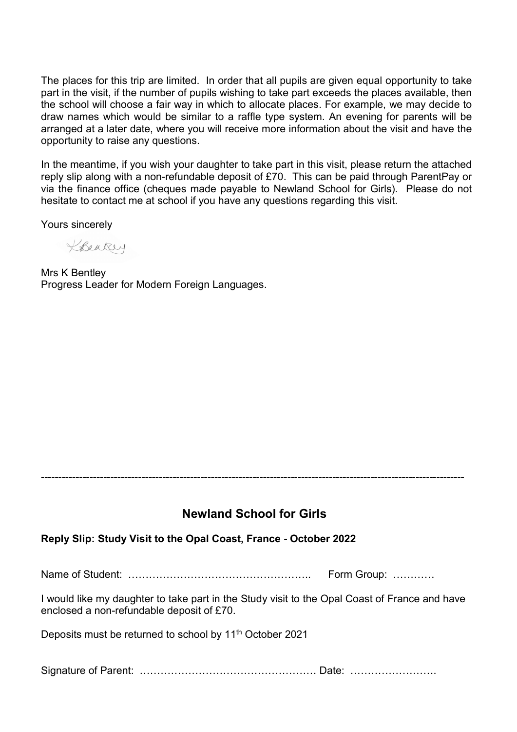The places for this trip are limited. In order that all pupils are given equal opportunity to take part in the visit, if the number of pupils wishing to take part exceeds the places available, then the school will choose a fair way in which to allocate places. For example, we may decide to draw names which would be similar to a raffle type system. An evening for parents will be arranged at a later date, where you will receive more information about the visit and have the opportunity to raise any questions.

In the meantime, if you wish your daughter to take part in this visit, please return the attached reply slip along with a non-refundable deposit of £70. This can be paid through ParentPay or via the finance office (cheques made payable to Newland School for Girls). Please do not hesitate to contact me at school if you have any questions regarding this visit.

Yours sincerely

K Bentley

Mrs K Bentley
Progress Leader for Modern Foreign Languages.

---

## Newland School for Girls

**Reply Slip: Study Visit to the Opal Coast, France - October 2022**

Name of Student: …………………………………………….. Form Group: …………

I would like my daughter to take part in the Study visit to the Opal Coast of France and have enclosed a non-refundable deposit of £70.

Deposits must be returned to school by 11th October 2021

Signature of Parent: …………………………………………… Date: …………………….